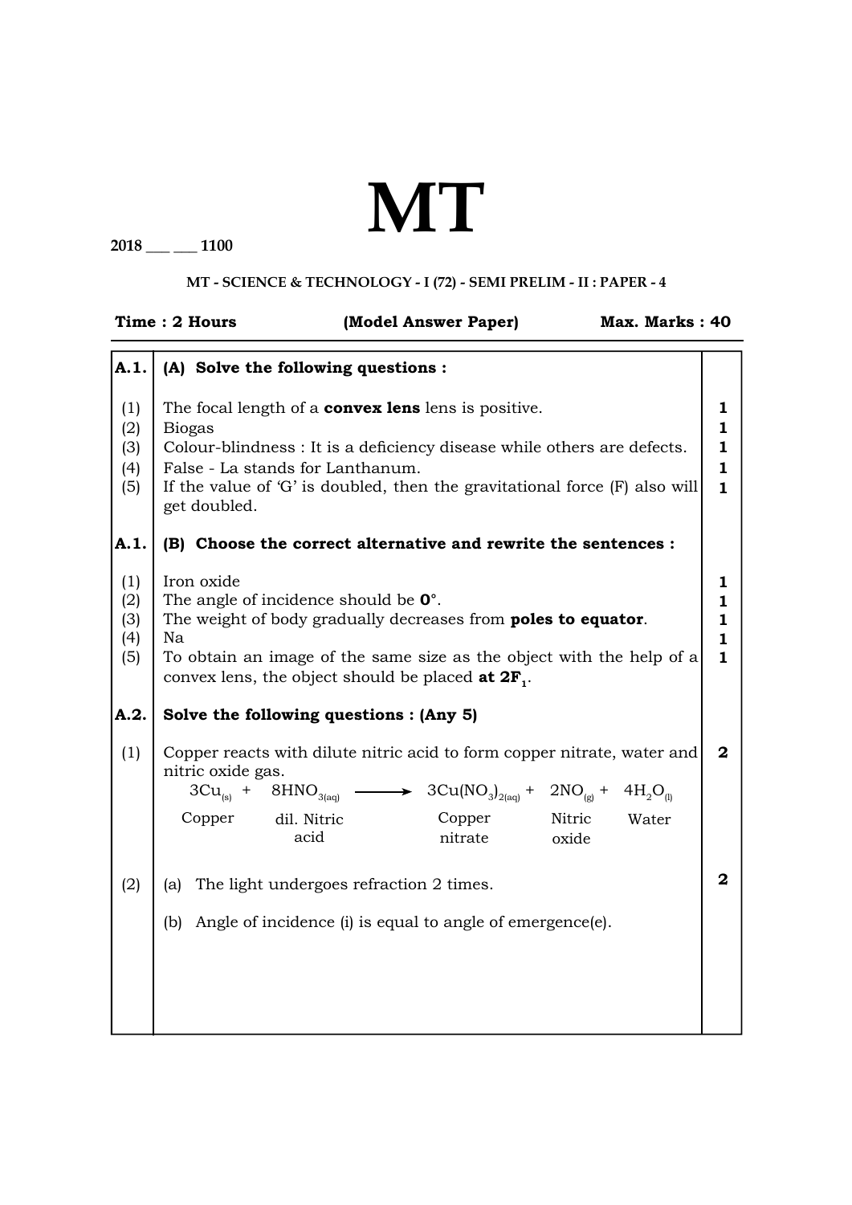# MT

**2018 \_\_\_ \_\_\_ 1100**

**MT - SCIENCE & TECHNOLOGY - I (72) - SEMI PRELIM - II : PAPER - 4**

**Time : 2 Hours** **(Model Answer Paper)** **Max. Marks : 40**

| | | |
|---|---|---|
| **A.1.** | **(A) Solve the following questions :** | |
| (1) | The focal length of a **convex lens** lens is positive. | **1** |
| (2) | Biogas | **1** |
| (3) | Colour-blindness : It is a deficiency disease while others are defects. | **1** |
| (4) | False - La stands for Lanthanum. | **1** |
| (5) | If the value of 'G' is doubled, then the gravitational force (F) also will get doubled. | **1** |
| **A.1.** | **(B) Choose the correct alternative and rewrite the sentences :** | |
| (1) | Iron oxide | **1** |
| (2) | The angle of incidence should be **0°**. | **1** |
| (3) | The weight of body gradually decreases from **poles to equator**. | **1** |
| (4) | Na | **1** |
| (5) | To obtain an image of the same size as the object with the help of a convex lens, the object should be placed **at 2F$_1$**. | **1** |
| **A.2.** | **Solve the following questions : (Any 5)** | |
| (1) | Copper reacts with dilute nitric acid to form copper nitrate, water and nitric oxide gas. $$\underset{\text{Copper}}{3Cu_{(s)}} + \underset{\text{dil. Nitric acid}}{8HNO_{3(aq)}} \longrightarrow \underset{\text{Copper nitrate}}{3Cu(NO_3)_{2(aq)}} + \underset{\text{Nitric oxide}}{2NO_{(g)}} + \underset{\text{Water}}{4H_2O_{(l)}}$$ | **2** |
| (2) | (a) The light undergoes refraction 2 times.<br>(b) Angle of incidence (i) is equal to angle of emergence(e). | **2** |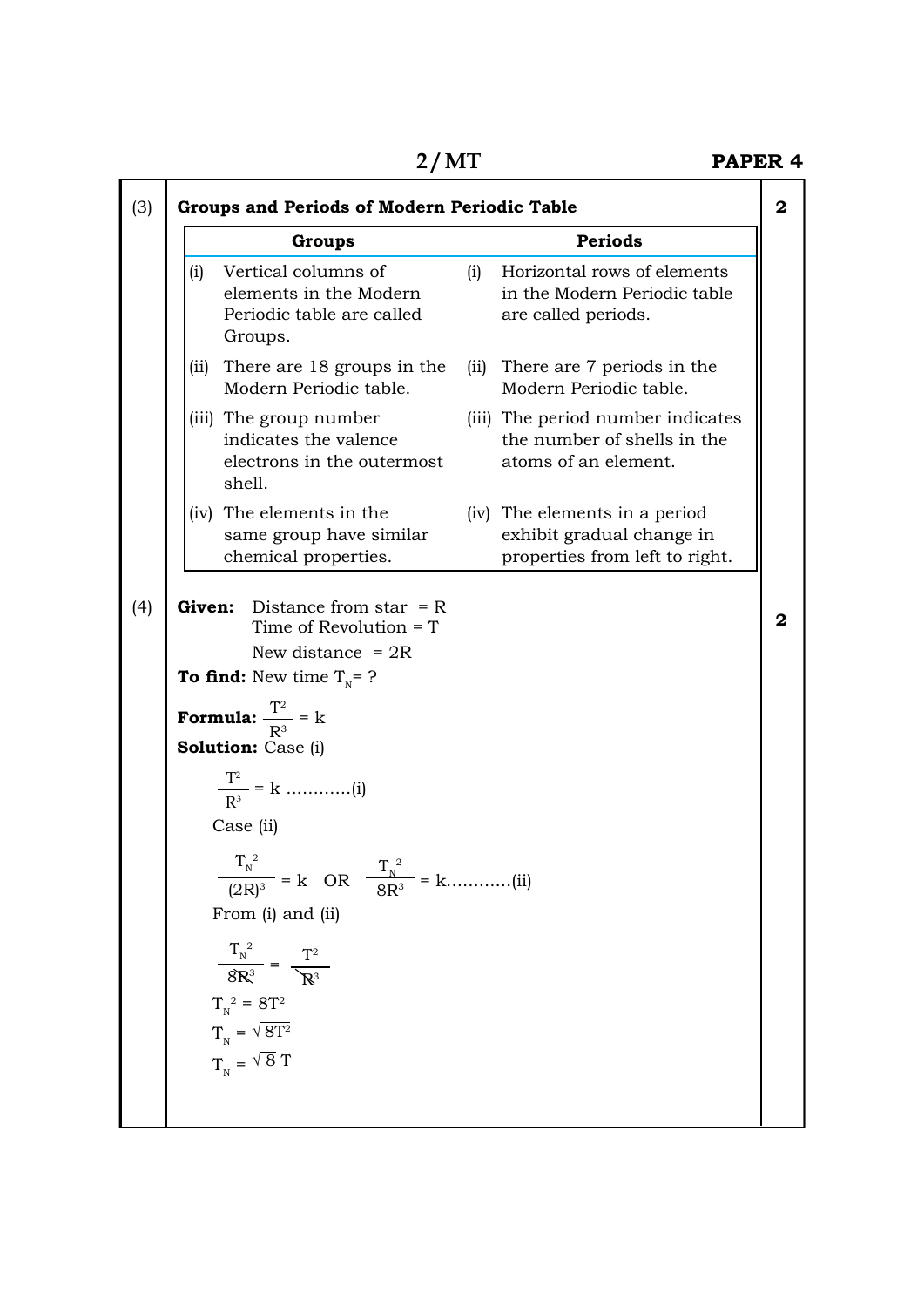(3) **Groups and Periods of Modern Periodic Table** **2**

| Groups | Periods |
|---|---|
| (i) Vertical columns of elements in the Modern Periodic table are called Groups. | (i) Horizontal rows of elements in the Modern Periodic table are called periods. |
| (ii) There are 18 groups in the Modern Periodic table. | (ii) There are 7 periods in the Modern Periodic table. |
| (iii) The group number indicates the valence electrons in the outermost shell. | (iii) The period number indicates the number of shells in the atoms of an element. |
| (iv) The elements in the same group have similar chemical properties. | (iv) The elements in a period exhibit gradual change in properties from left to right. |

(4) **Given:** Distance from star = R **2**

Time of Revolution = T

New distance = 2R

**To find:** New time $T_N$ = ?

**Formula:** $\frac{T^2}{R^3} = k$

**Solution:** Case (i)

$$\frac{T^2}{R^3} = k \text{ ............(i)}$$

Case (ii)

$$\frac{T_N^{\ 2}}{(2R)^3} = k \quad \text{OR} \quad \frac{T_N^{\ 2}}{8R^3} = k\text{............(ii)}$$

From (i) and (ii)

$$\frac{T_N^{\ 2}}{8R^3} = \frac{T^2}{R^3}$$

$$T_N^{\ 2} = 8T^2$$

$$T_N = \sqrt{8T^2}$$

$$T_N = \sqrt{8}\ T$$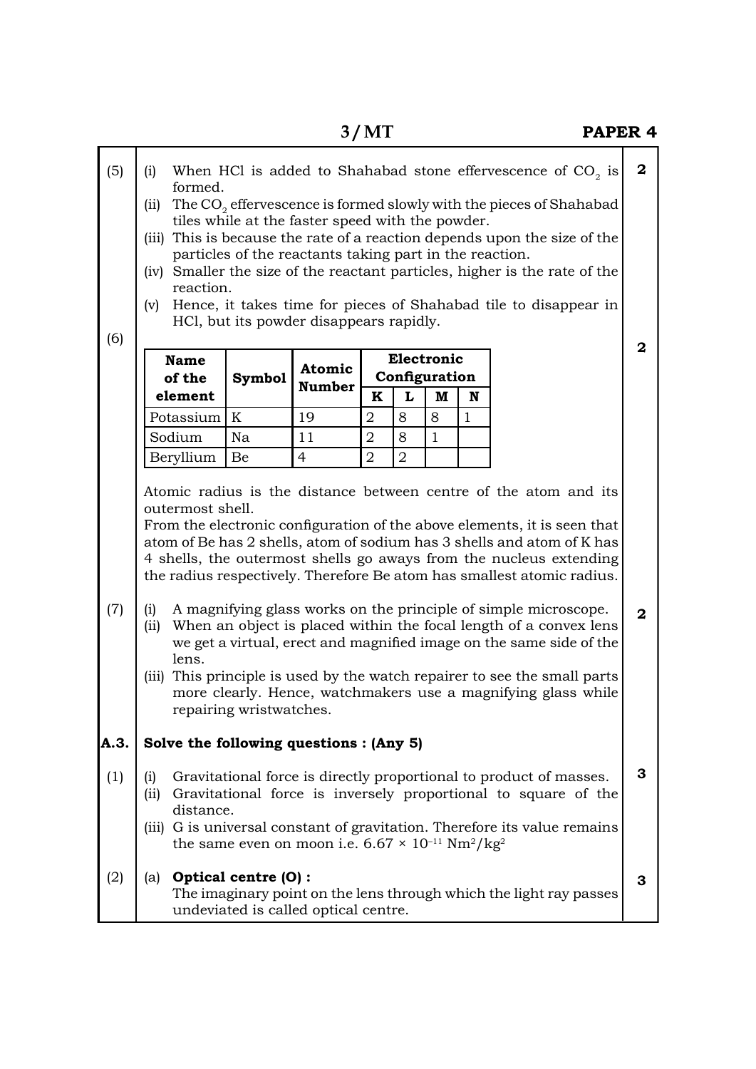(5)

(i) When HCl is added to Shahabad stone effervescence of $CO_2$ is formed.

(ii) The $CO_2$ effervescence is formed slowly with the pieces of Shahabad tiles while at the faster speed with the powder.

(iii) This is because the rate of a reaction depends upon the size of the particles of the reactants taking part in the reaction.

(iv) Smaller the size of the reactant particles, higher is the rate of the reaction.

(v) Hence, it takes time for pieces of Shahabad tile to disappear in HCl, but its powder disappears rapidly.

**2**

(6)

| Name of the element | Symbol | Atomic Number | Electronic Configuration | | | |
|---|---|---|---|---|---|---|
| | | | K | L | M | N |
| Potassium | K | 19 | 2 | 8 | 8 | 1 |
| Sodium | Na | 11 | 2 | 8 | 1 | |
| Beryllium | Be | 4 | 2 | 2 | | |

**2**

Atomic radius is the distance between centre of the atom and its outermost shell.

From the electronic configuration of the above elements, it is seen that atom of Be has 2 shells, atom of sodium has 3 shells and atom of K has 4 shells, the outermost shells go aways from the nucleus extending the radius respectively. Therefore Be atom has smallest atomic radius.

(7)

(i) A magnifying glass works on the principle of simple microscope.

(ii) When an object is placed within the focal length of a convex lens we get a virtual, erect and magnified image on the same side of the lens.

(iii) This principle is used by the watch repairer to see the small parts more clearly. Hence, watchmakers use a magnifying glass while repairing wristwatches.

**2**

**A.3. Solve the following questions : (Any 5)**

(1)

(i) Gravitational force is directly proportional to product of masses.

(ii) Gravitational force is inversely proportional to square of the distance.

(iii) G is universal constant of gravitation. Therefore its value remains the same even on moon i.e. $6.67 \times 10^{-11}$ $Nm^2/kg^2$

**3**

(2)

(a) **Optical centre (O) :**
The imaginary point on the lens through which the light ray passes undeviated is called optical centre.

**3**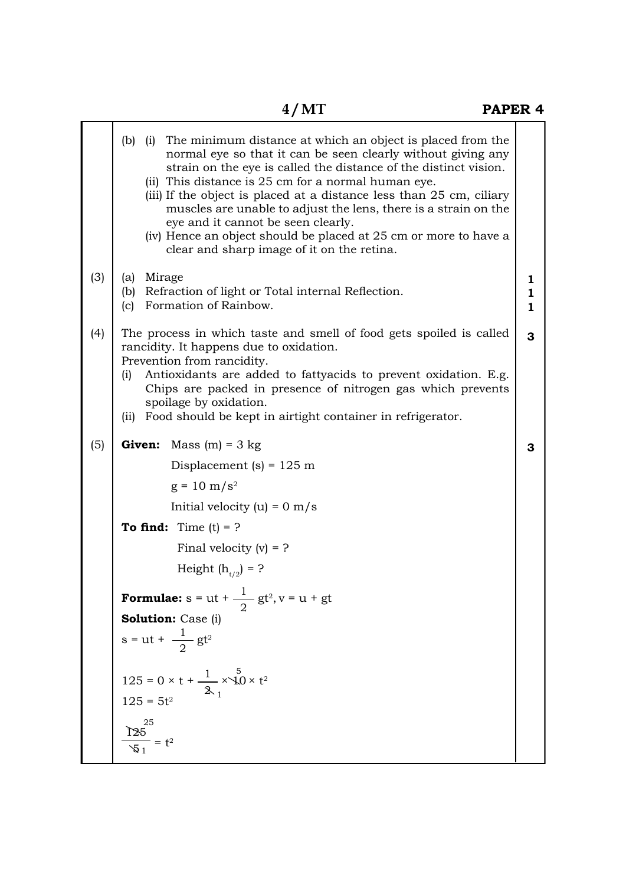(b) (i) The minimum distance at which an object is placed from the normal eye so that it can be seen clearly without giving any strain on the eye is called the distance of the distinct vision.

(ii) This distance is 25 cm for a normal human eye.

(iii) If the object is placed at a distance less than 25 cm, ciliary muscles are unable to adjust the lens, there is a strain on the eye and it cannot be seen clearly.

(iv) Hence an object should be placed at 25 cm or more to have a clear and sharp image of it on the retina.

(3) (a) Mirage **1**

(b) Refraction of light or Total internal Reflection. **1**

(c) Formation of Rainbow. **1**

(4) The process in which taste and smell of food gets spoiled is called rancidity. It happens due to oxidation. **3**

Prevention from rancidity.

(i) Antioxidants are added to fattyacids to prevent oxidation. E.g. Chips are packed in presence of nitrogen gas which prevents spoilage by oxidation.

(ii) Food should be kept in airtight container in refrigerator.

(5) **Given:** Mass (m) = 3 kg **3**

Displacement (s) = 125 m

$g = 10 \text{ m/s}^2$

Initial velocity (u) = 0 m/s

**To find:** Time (t) = ?

Final velocity (v) = ?

Height $(h_{t/2})$ = ?

**Formulae:** $s = ut + \frac{1}{2} gt^2, v = u + gt$

**Solution:** Case (i)

$$s = ut + \frac{1}{2} gt^2$$

$$125 = 0 \times t + \frac{1}{2} \times 10 \times t^2$$

$$125 = 5t^2$$

$$\frac{125}{5} = t^2$$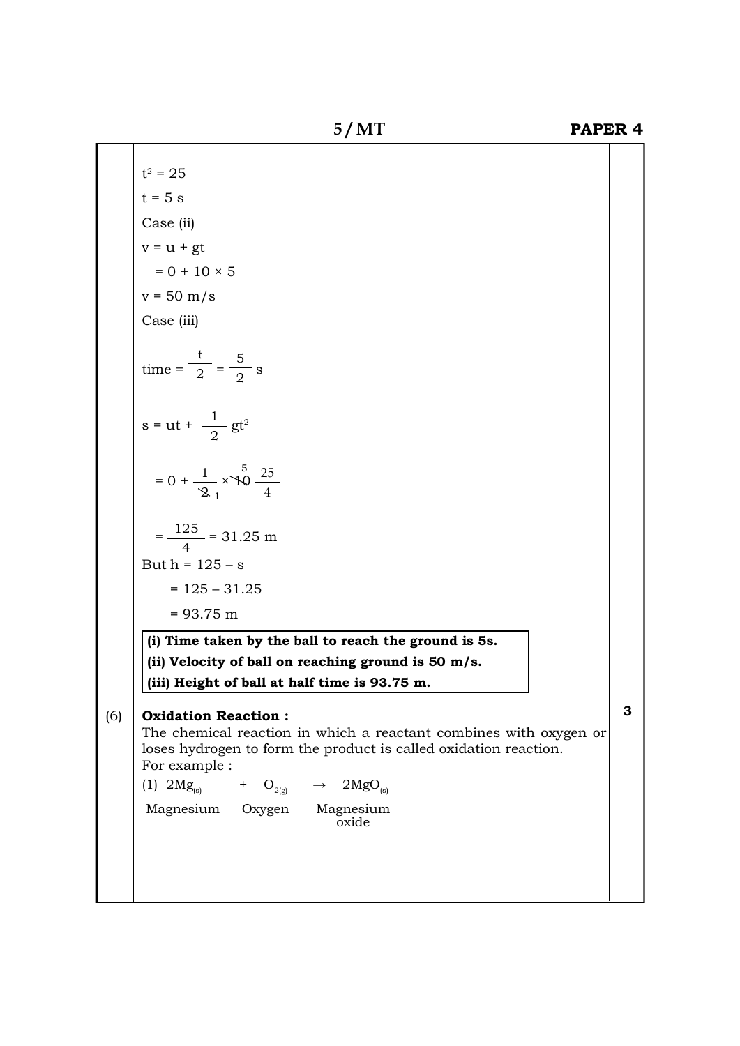$t^2 = 25$

$t = 5$ s

Case (ii)

$v = u + gt$

$= 0 + 10 \times 5$

$v = 50$ m/s

Case (iii)

$\text{time} = \frac{t}{2} = \frac{5}{2}$ s

$s = ut + \frac{1}{2} gt^2$

$= 0 + \frac{1}{2} \times 10 \, \frac{25}{4}$

$= \frac{125}{4} = 31.25$ m

But $h = 125 - s$

$= 125 - 31.25$

$= 93.75$ m

**(i) Time taken by the ball to reach the ground is 5s.**
**(ii) Velocity of ball on reaching ground is 50 m/s.**
**(iii) Height of ball at half time is 93.75 m.**

(6) **Oxidation Reaction :** **3**

The chemical reaction in which a reactant combines with oxygen or loses hydrogen to form the product is called oxidation reaction.

For example :

(1) $2Mg_{(s)} + O_{2(g)} \rightarrow 2MgO_{(s)}$

Magnesium &nbsp;&nbsp; Oxygen &nbsp;&nbsp; Magnesium oxide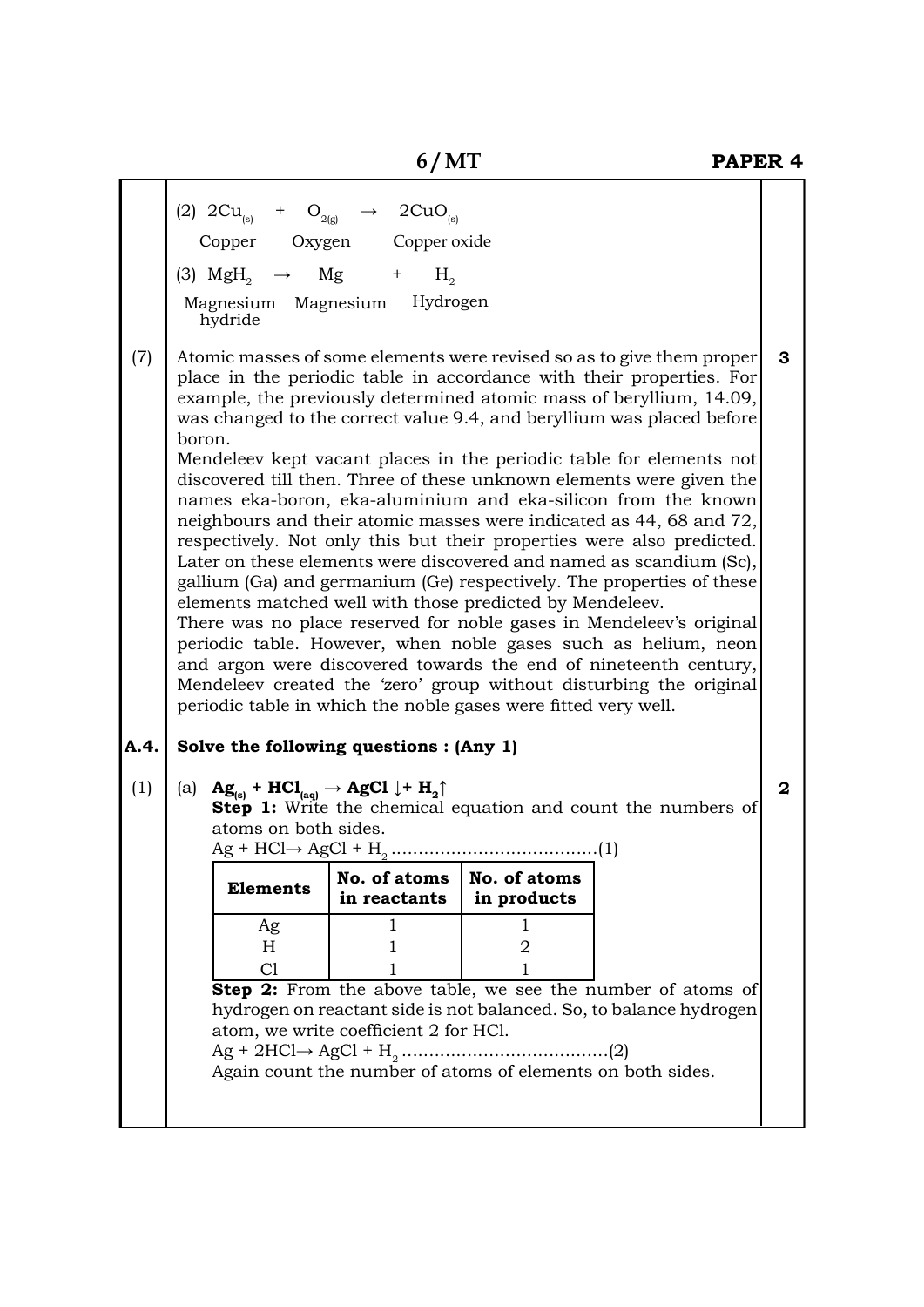(2) $2Cu_{(s)} + O_{2(g)} \rightarrow 2CuO_{(s)}$

Copper  Oxygen  Copper oxide

(3) $MgH_2 \rightarrow Mg + H_2$

Magnesium hydride  Magnesium  Hydrogen

(7) Atomic masses of some elements were revised so as to give them proper place in the periodic table in accordance with their properties. For example, the previously determined atomic mass of beryllium, 14.09, was changed to the correct value 9.4, and beryllium was placed before boron. **3**

Mendeleev kept vacant places in the periodic table for elements not discovered till then. Three of these unknown elements were given the names eka-boron, eka-aluminium and eka-silicon from the known neighbours and their atomic masses were indicated as 44, 68 and 72, respectively. Not only this but their properties were also predicted. Later on these elements were discovered and named as scandium (Sc), gallium (Ga) and germanium (Ge) respectively. The properties of these elements matched well with those predicted by Mendeleev.

There was no place reserved for noble gases in Mendeleev's original periodic table. However, when noble gases such as helium, neon and argon were discovered towards the end of nineteenth century, Mendeleev created the 'zero' group without disturbing the original periodic table in which the noble gases were fitted very well.

**A.4. Solve the following questions : (Any 1)**

(1) (a) $\mathbf{Ag_{(s)} + HCl_{(aq)} \rightarrow AgCl \downarrow + H_2 \uparrow}$ **2**

**Step 1:** Write the chemical equation and count the numbers of atoms on both sides.

$Ag + HCl \rightarrow AgCl + H_2$ ......................................(1)

| Elements | No. of atoms in reactants | No. of atoms in products |
|---|---|---|
| Ag | 1 | 1 |
| H | 1 | 2 |
| Cl | 1 | 1 |

**Step 2:** From the above table, we see the number of atoms of hydrogen on reactant side is not balanced. So, to balance hydrogen atom, we write coefficient 2 for HCl.

$Ag + 2HCl \rightarrow AgCl + H_2$ ......................................(2)

Again count the number of atoms of elements on both sides.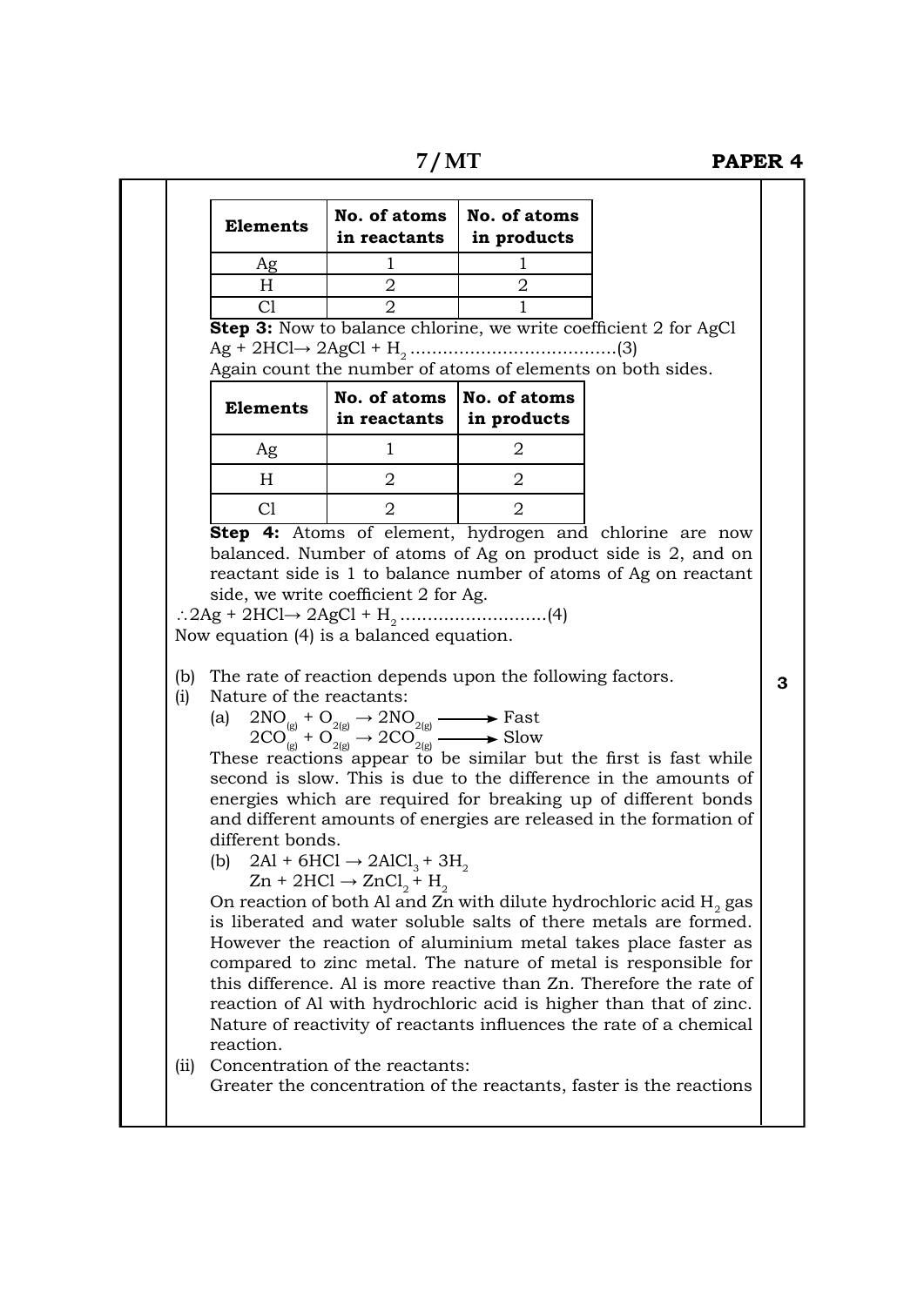| Elements | No. of atoms in reactants | No. of atoms in products |
|---|---|---|
| Ag | 1 | 1 |
| H | 2 | 2 |
| Cl | 2 | 1 |

**Step 3:** Now to balance chlorine, we write coefficient 2 for AgCl

$Ag + 2HCl \rightarrow 2AgCl + H_2$ .......................................(3)

Again count the number of atoms of elements on both sides.

| Elements | No. of atoms in reactants | No. of atoms in products |
|---|---|---|
| Ag | 1 | 2 |
| H | 2 | 2 |
| Cl | 2 | 2 |

**Step 4:** Atoms of element, hydrogen and chlorine are now balanced. Number of atoms of Ag on product side is 2, and on reactant side is 1 to balance number of atoms of Ag on reactant side, we write coefficient 2 for Ag.

$\therefore 2Ag + 2HCl \rightarrow 2AgCl + H_2$ ...........................(4)

Now equation (4) is a balanced equation.

(b) The rate of reaction depends upon the following factors. **3**

(i) Nature of the reactants:

(a) $2NO_{(g)} + O_{2(g)} \rightarrow 2NO_{2(g)} \longrightarrow$ Fast

$2CO_{(g)} + O_{2(g)} \rightarrow 2CO_{2(g)} \longrightarrow$ Slow

These reactions appear to be similar but the first is fast while second is slow. This is due to the difference in the amounts of energies which are required for breaking up of different bonds and different amounts of energies are released in the formation of different bonds.

(b) $2Al + 6HCl \rightarrow 2AlCl_3 + 3H_2$

$Zn + 2HCl \rightarrow ZnCl_2 + H_2$

On reaction of both Al and Zn with dilute hydrochloric acid $H_2$ gas is liberated and water soluble salts of there metals are formed. However the reaction of aluminium metal takes place faster as compared to zinc metal. The nature of metal is responsible for this difference. Al is more reactive than Zn. Therefore the rate of reaction of Al with hydrochloric acid is higher than that of zinc. Nature of reactivity of reactants influences the rate of a chemical reaction.

(ii) Concentration of the reactants:

Greater the concentration of the reactants, faster is the reactions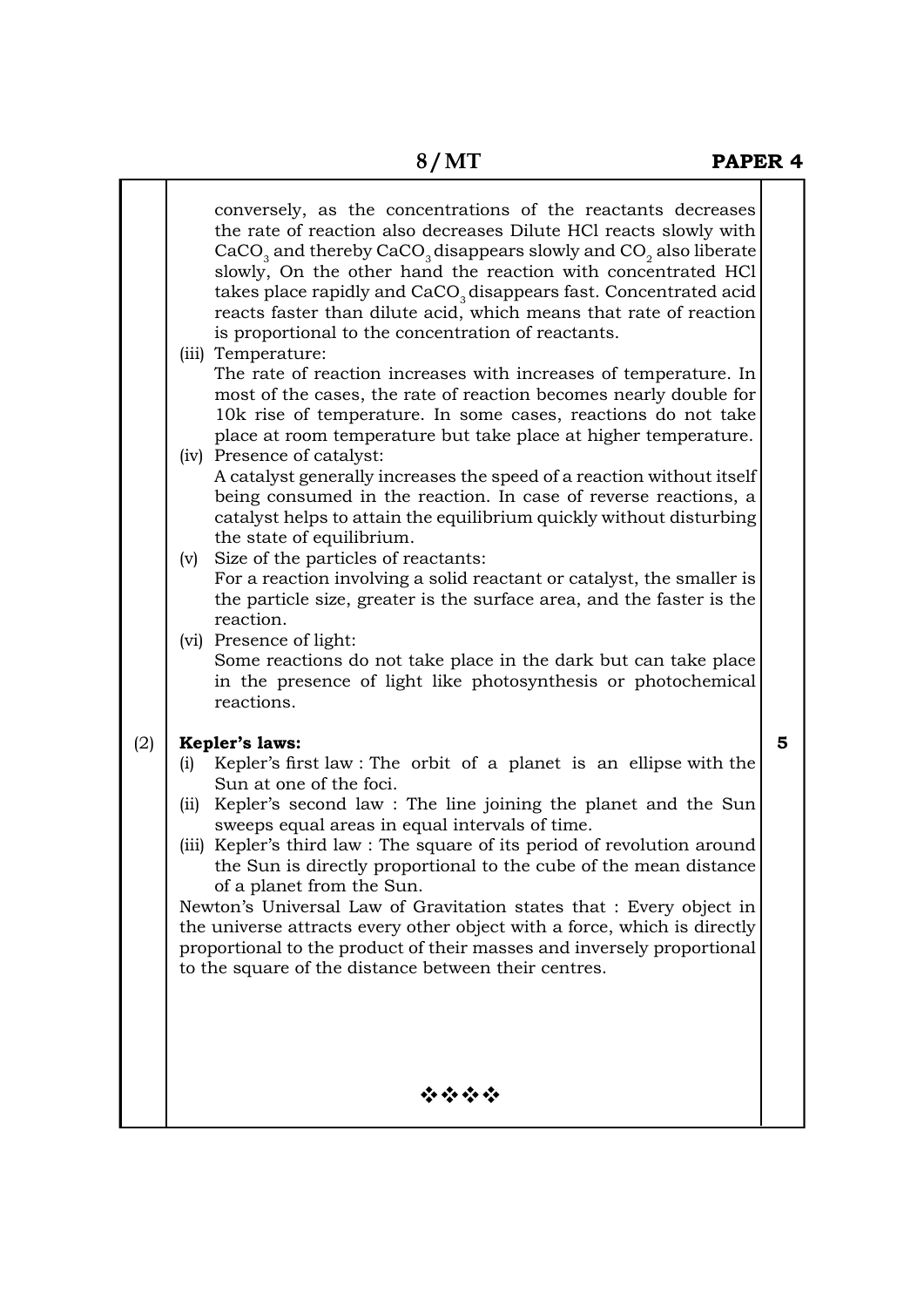conversely, as the concentrations of the reactants decreases the rate of reaction also decreases Dilute HCl reacts slowly with $CaCO_3$ and thereby $CaCO_3$ disappears slowly and $CO_2$ also liberate slowly, On the other hand the reaction with concentrated HCl takes place rapidly and $CaCO_3$ disappears fast. Concentrated acid reacts faster than dilute acid, which means that rate of reaction is proportional to the concentration of reactants.

(iii) Temperature:
The rate of reaction increases with increases of temperature. In most of the cases, the rate of reaction becomes nearly double for 10k rise of temperature. In some cases, reactions do not take place at room temperature but take place at higher temperature.

(iv) Presence of catalyst:
A catalyst generally increases the speed of a reaction without itself being consumed in the reaction. In case of reverse reactions, a catalyst helps to attain the equilibrium quickly without disturbing the state of equilibrium.

(v) Size of the particles of reactants:
For a reaction involving a solid reactant or catalyst, the smaller is the particle size, greater is the surface area, and the faster is the reaction.

(vi) Presence of light:
Some reactions do not take place in the dark but can take place in the presence of light like photosynthesis or photochemical reactions.

(2) **Kepler's laws:** 5

(i) Kepler's first law : The orbit of a planet is an ellipse with the Sun at one of the foci.

(ii) Kepler's second law : The line joining the planet and the Sun sweeps equal areas in equal intervals of time.

(iii) Kepler's third law : The square of its period of revolution around the Sun is directly proportional to the cube of the mean distance of a planet from the Sun.

Newton's Universal Law of Gravitation states that : Every object in the universe attracts every other object with a force, which is directly proportional to the product of their masses and inversely proportional to the square of the distance between their centres.

❖❖❖❖